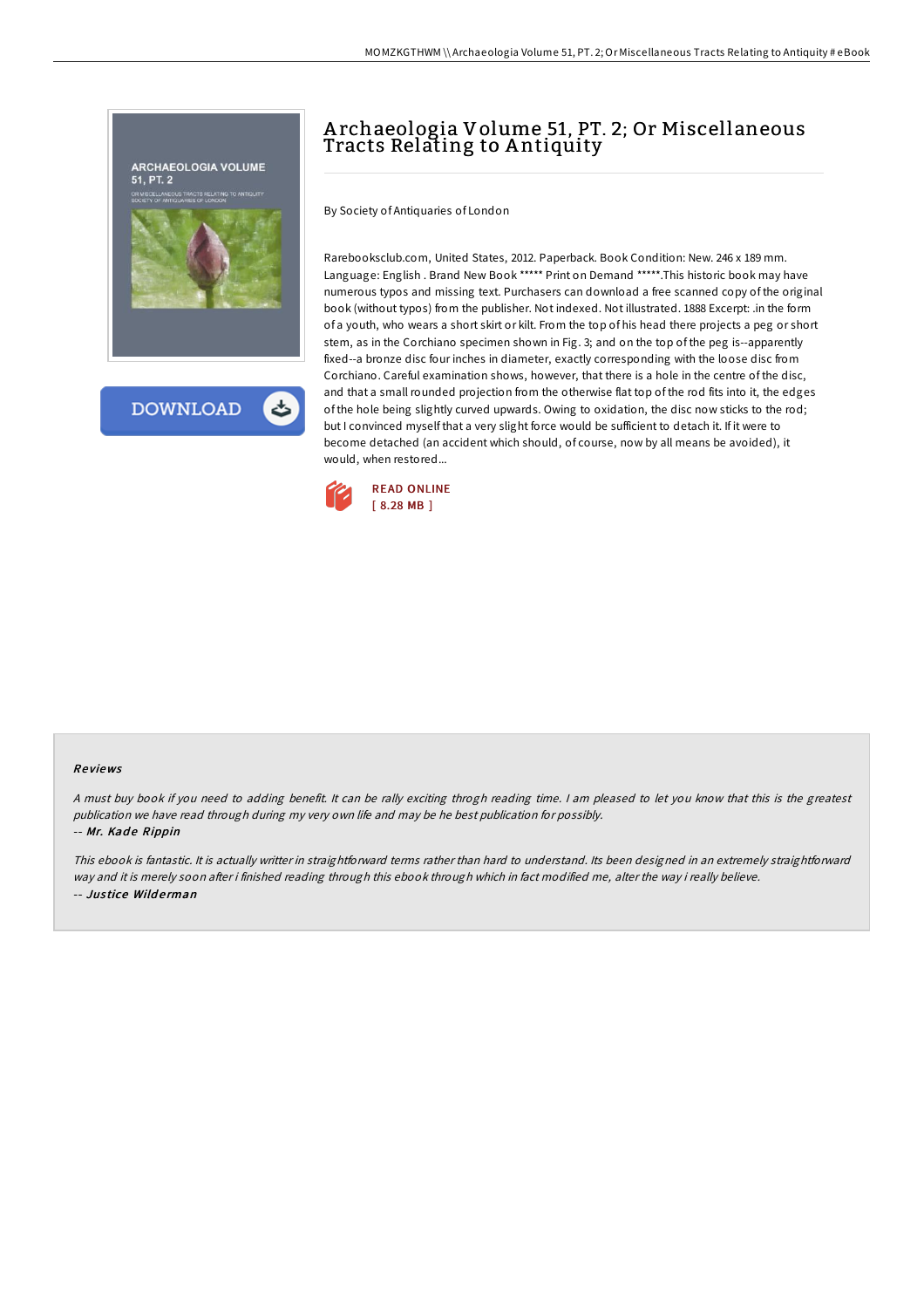# Archaeologia Volume 51, PT. 2; Or Miscellaneous Tracts Relating to Antiquity

By Society of Antiquaries of London

Rarebooksclub.com, United States, 2012. Paperback. Book Condition: New. 246 x 189 mm. Language: English . Brand New Book ***** Print on Demand *****.This historic book may have numerous typos and missing text. Purchasers can download a free scanned copy of the original book (without typos) from the publisher. Not indexed. Not illustrated. 1888 Excerpt: .in the form of a youth, who wears a short skirt or kilt. From the top of his head there projects a peg or short stem, as in the Corchiano specimen shown in Fig. 3; and on the top of the peg is--apparently fixed--a bronze disc four inches in diameter, exactly corresponding with the loose disc from Corchiano. Careful examination shows, however, that there is a hole in the centre of the disc, and that a small rounded projection from the otherwise flat top of the rod fits into it, the edges of the hole being slightly curved upwards. Owing to oxidation, the disc now sticks to the rod; but I convinced myself that a very slight force would be sufficient to detach it. If it were to become detached (an accident which should, of course, now by all means be avoided), it would, when restored...

READ ONLINE
[ 8.28 MB ]

## Reviews

*A must buy book if you need to adding benefit. It can be rally exciting throgh reading time. I am pleased to let you know that this is the greatest publication we have read through during my very own life and may be he best publication for possibly.*

-- *Mr. Kade Rippin*

*This ebook is fantastic. It is actually writter in straightforward terms rather than hard to understand. Its been designed in an extremely straightforward way and it is merely soon after i finished reading through this ebook through which in fact modified me, alter the way i really believe.*

-- *Justice Wilderman*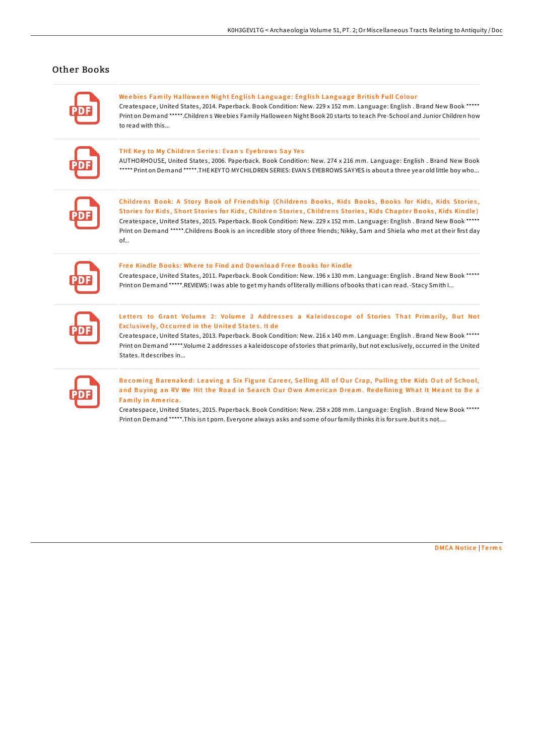## Other Books

### Weebies Family Halloween Night English Language: English Language British Full Colour

Createspace, United States, 2014. Paperback. Book Condition: New. 229 x 152 mm. Language: English . Brand New Book ***** Print on Demand *****.Children s Weebies Family Halloween Night Book 20 starts to teach Pre-School and Junior Children how to read with this...

### THE Key to My Children Series: Evan s Eyebrows Say Yes

AUTHORHOUSE, United States, 2006. Paperback. Book Condition: New. 274 x 216 mm. Language: English . Brand New Book ***** Print on Demand *****.THE KEY TO MY CHILDREN SERIES: EVAN S EYEBROWS SAY YES is about a three year old little boy who...

### Childrens Book: A Story Book of Friendship (Childrens Books, Kids Books, Books for Kids, Kids Stories, Stories for Kids, Short Stories for Kids, Children Stories, Childrens Stories, Kids Chapter Books, Kids Kindle)

Createspace, United States, 2015. Paperback. Book Condition: New. 229 x 152 mm. Language: English . Brand New Book ***** Print on Demand *****.Childrens Book is an incredible story of three friends; Nikky, Sam and Shiela who met at their first day of...

### Free Kindle Books: Where to Find and Download Free Books for Kindle

Createspace, United States, 2011. Paperback. Book Condition: New. 196 x 130 mm. Language: English . Brand New Book ***** Print on Demand *****.REVIEWS: I was able to get my hands of literally millions of books that i can read. -Stacy Smith I...

### Letters to Grant Volume 2: Volume 2 Addresses a Kaleidoscope of Stories That Primarily, But Not Exclusively, Occurred in the United States. It de

Createspace, United States, 2013. Paperback. Book Condition: New. 216 x 140 mm. Language: English . Brand New Book ***** Print on Demand *****.Volume 2 addresses a kaleidoscope of stories that primarily, but not exclusively, occurred in the United States. It describes in...

### Becoming Barenaked: Leaving a Six Figure Career, Selling All of Our Crap, Pulling the Kids Out of School, and Buying an RV We Hit the Road in Search Our Own American Dream. Redefining What It Meant to Be a Family in America.

Createspace, United States, 2015. Paperback. Book Condition: New. 258 x 208 mm. Language: English . Brand New Book ***** Print on Demand *****.This isn t porn. Everyone always asks and some of our family thinks it is for sure.but it s not....